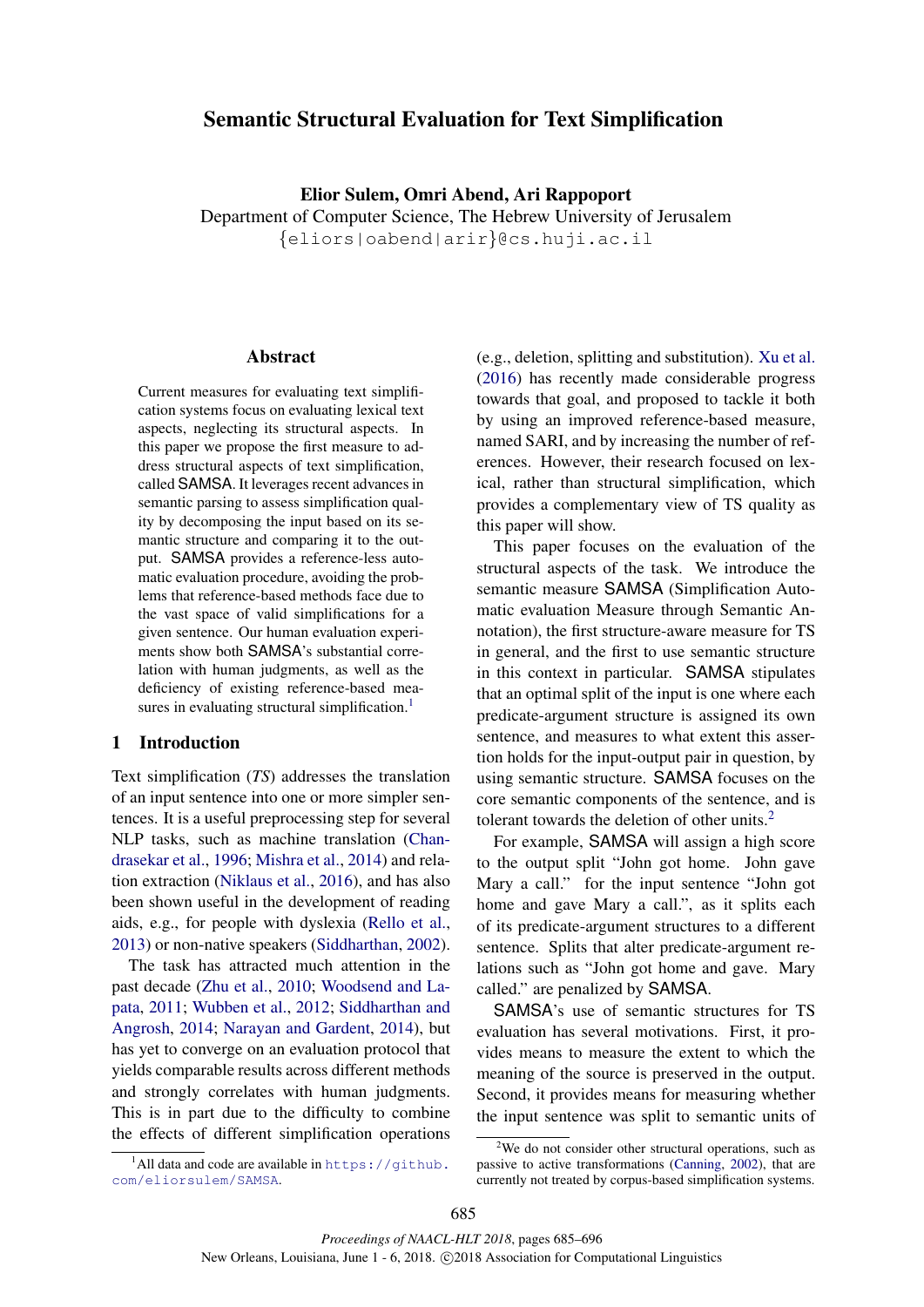# Semantic Structural Evaluation for Text Simplification

**Elior Sulem, Omri Abend, Ari Rappoport**

Department of Computer Science, The Hebrew University of Jerusalem

{eliors|oabend|arir}@cs.huji.ac.il

## Abstract

Current measures for evaluating text simplification systems focus on evaluating lexical text aspects, neglecting its structural aspects. In this paper we propose the first measure to address structural aspects of text simplification, called SAMSA. It leverages recent advances in semantic parsing to assess simplification quality by decomposing the input based on its semantic structure and comparing it to the output. SAMSA provides a reference-less automatic evaluation procedure, avoiding the problems that reference-based methods face due to the vast space of valid simplifications for a given sentence. Our human evaluation experiments show both SAMSA's substantial correlation with human judgments, as well as the deficiency of existing reference-based measures in evaluating structural simplification.[1]

## 1 Introduction

Text simplification (*TS*) addresses the translation of an input sentence into one or more simpler sentences. It is a useful preprocessing step for several NLP tasks, such as machine translation (Chandrasekar et al., 1996; Mishra et al., 2014) and relation extraction (Niklaus et al., 2016), and has also been shown useful in the development of reading aids, e.g., for people with dyslexia (Rello et al., 2013) or non-native speakers (Siddharthan, 2002).

The task has attracted much attention in the past decade (Zhu et al., 2010; Woodsend and Lapata, 2011; Wubben et al., 2012; Siddharthan and Angrosh, 2014; Narayan and Gardent, 2014), but has yet to converge on an evaluation protocol that yields comparable results across different methods and strongly correlates with human judgments. This is in part due to the difficulty to combine the effects of different simplification operations (e.g., deletion, splitting and substitution). Xu et al. (2016) has recently made considerable progress towards that goal, and proposed to tackle it both by using an improved reference-based measure, named SARI, and by increasing the number of references. However, their research focused on lexical, rather than structural simplification, which provides a complementary view of TS quality as this paper will show.

This paper focuses on the evaluation of the structural aspects of the task. We introduce the semantic measure SAMSA (Simplification Automatic evaluation Measure through Semantic Annotation), the first structure-aware measure for TS in general, and the first to use semantic structure in this context in particular. SAMSA stipulates that an optimal split of the input is one where each predicate-argument structure is assigned its own sentence, and measures to what extent this assertion holds for the input-output pair in question, by using semantic structure. SAMSA focuses on the core semantic components of the sentence, and is tolerant towards the deletion of other units.[2]

For example, SAMSA will assign a high score to the output split "John got home. John gave Mary a call." for the input sentence "John got home and gave Mary a call.", as it splits each of its predicate-argument structures to a different sentence. Splits that alter predicate-argument relations such as "John got home and gave. Mary called." are penalized by SAMSA.

SAMSA's use of semantic structures for TS evaluation has several motivations. First, it provides means to measure the extent to which the meaning of the source is preserved in the output. Second, it provides means for measuring whether the input sentence was split to semantic units of

[1] All data and code are available in https://github.com/eliorsulem/SAMSA.

[2] We do not consider other structural operations, such as passive to active transformations (Canning, 2002), that are currently not treated by corpus-based simplification systems.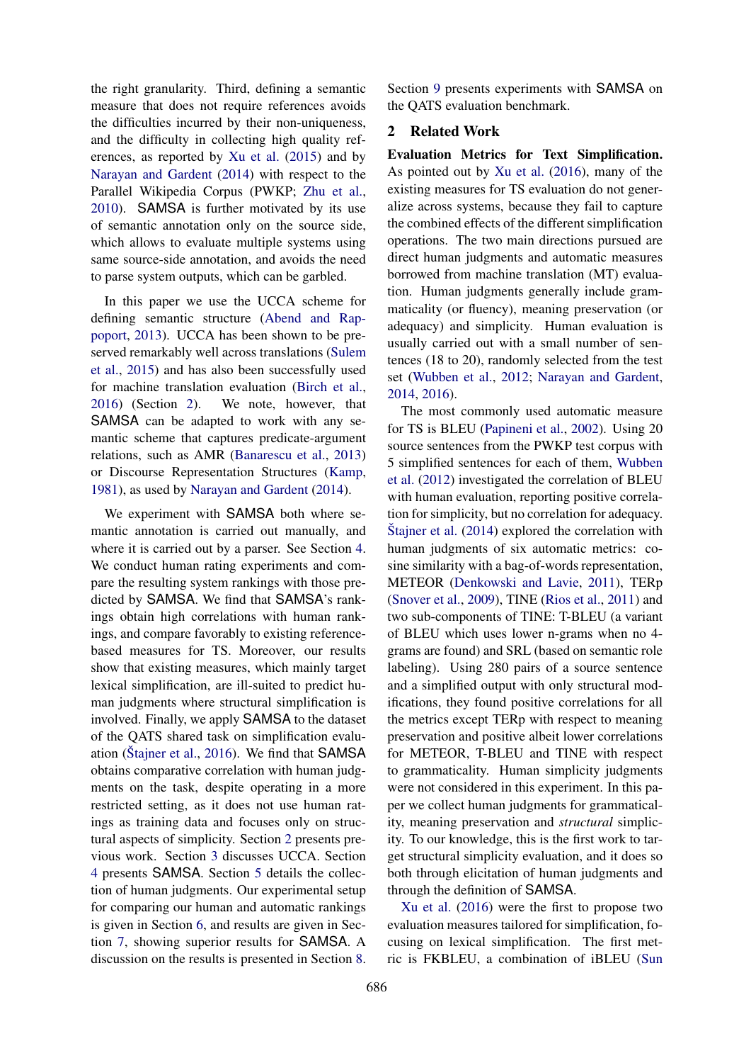the right granularity. Third, defining a semantic measure that does not require references avoids the difficulties incurred by their non-uniqueness, and the difficulty in collecting high quality references, as reported by Xu et al. (2015) and by Narayan and Gardent (2014) with respect to the Parallel Wikipedia Corpus (PWKP; Zhu et al., 2010). SAMSA is further motivated by its use of semantic annotation only on the source side, which allows to evaluate multiple systems using same source-side annotation, and avoids the need to parse system outputs, which can be garbled.

In this paper we use the UCCA scheme for defining semantic structure (Abend and Rappoport, 2013). UCCA has been shown to be preserved remarkably well across translations (Sulem et al., 2015) and has also been successfully used for machine translation evaluation (Birch et al., 2016) (Section 2). We note, however, that SAMSA can be adapted to work with any semantic scheme that captures predicate-argument relations, such as AMR (Banarescu et al., 2013) or Discourse Representation Structures (Kamp, 1981), as used by Narayan and Gardent (2014).

We experiment with SAMSA both where semantic annotation is carried out manually, and where it is carried out by a parser. See Section 4. We conduct human rating experiments and compare the resulting system rankings with those predicted by SAMSA. We find that SAMSA's rankings obtain high correlations with human rankings, and compare favorably to existing reference-based measures for TS. Moreover, our results show that existing measures, which mainly target lexical simplification, are ill-suited to predict human judgments where structural simplification is involved. Finally, we apply SAMSA to the dataset of the QATS shared task on simplification evaluation (Štajner et al., 2016). We find that SAMSA obtains comparative correlation with human judgments on the task, despite operating in a more restricted setting, as it does not use human ratings as training data and focuses only on structural aspects of simplicity. Section 2 presents previous work. Section 3 discusses UCCA. Section 4 presents SAMSA. Section 5 details the collection of human judgments. Our experimental setup for comparing our human and automatic rankings is given in Section 6, and results are given in Section 7, showing superior results for SAMSA. A discussion on the results is presented in Section 8. Section 9 presents experiments with SAMSA on the QATS evaluation benchmark.

## 2 Related Work

**Evaluation Metrics for Text Simplification.** As pointed out by Xu et al. (2016), many of the existing measures for TS evaluation do not generalize across systems, because they fail to capture the combined effects of the different simplification operations. The two main directions pursued are direct human judgments and automatic measures borrowed from machine translation (MT) evaluation. Human judgments generally include grammaticality (or fluency), meaning preservation (or adequacy) and simplicity. Human evaluation is usually carried out with a small number of sentences (18 to 20), randomly selected from the test set (Wubben et al., 2012; Narayan and Gardent, 2014, 2016).

The most commonly used automatic measure for TS is BLEU (Papineni et al., 2002). Using 20 source sentences from the PWKP test corpus with 5 simplified sentences for each of them, Wubben et al. (2012) investigated the correlation of BLEU with human evaluation, reporting positive correlation for simplicity, but no correlation for adequacy. Štajner et al. (2014) explored the correlation with human judgments of six automatic metrics: cosine similarity with a bag-of-words representation, METEOR (Denkowski and Lavie, 2011), TERp (Snover et al., 2009), TINE (Rios et al., 2011) and two sub-components of TINE: T-BLEU (a variant of BLEU which uses lower n-grams when no 4-grams are found) and SRL (based on semantic role labeling). Using 280 pairs of a source sentence and a simplified output with only structural modifications, they found positive correlations for all the metrics except TERp with respect to meaning preservation and positive albeit lower correlations for METEOR, T-BLEU and TINE with respect to grammaticality. Human simplicity judgments were not considered in this experiment. In this paper we collect human judgments for grammaticality, meaning preservation and *structural* simplicity. To our knowledge, this is the first work to target structural simplicity evaluation, and it does so both through elicitation of human judgments and through the definition of SAMSA.

Xu et al. (2016) were the first to propose two evaluation measures tailored for simplification, focusing on lexical simplification. The first metric is FKBLEU, a combination of iBLEU (Sun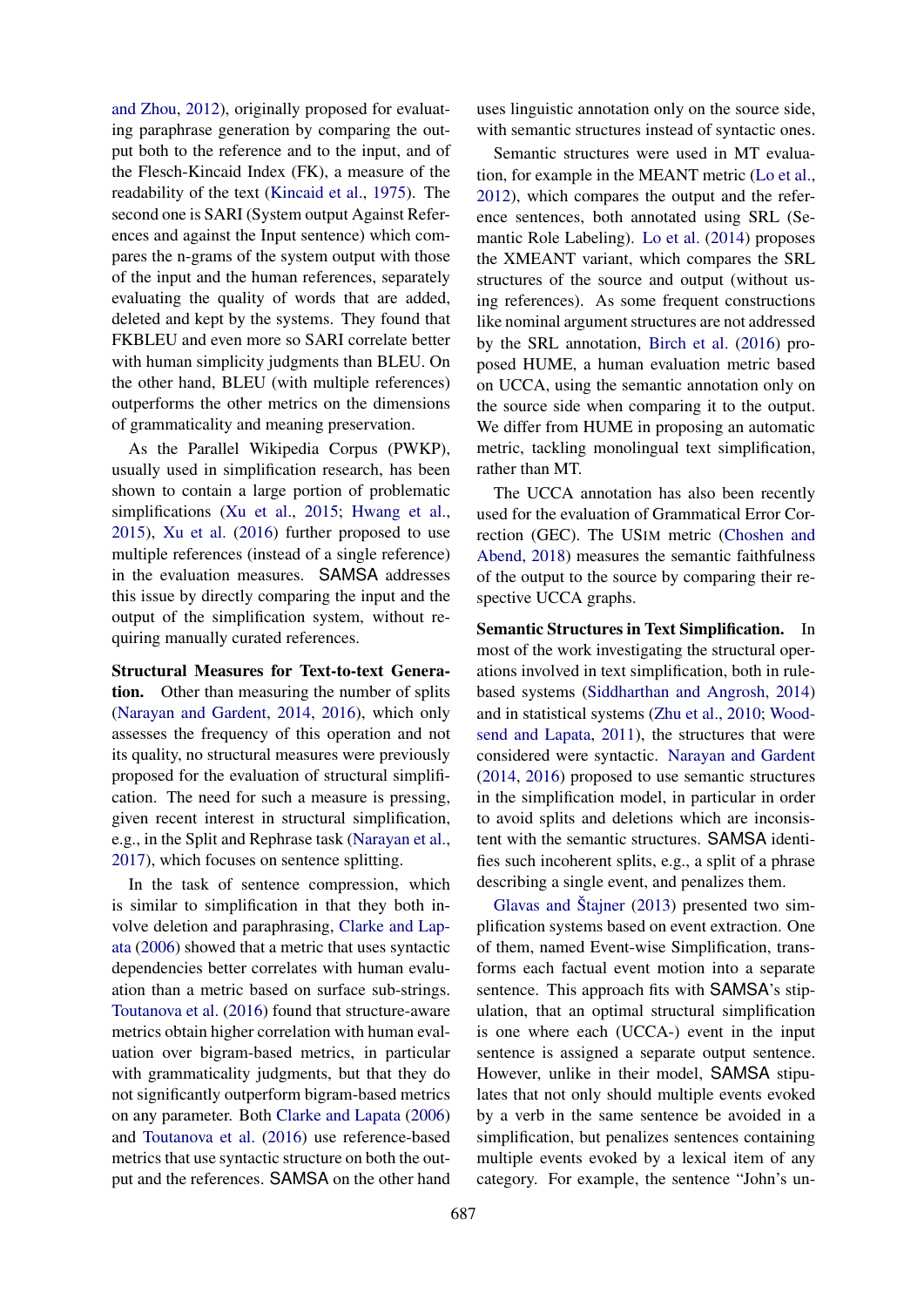and Zhou, 2012), originally proposed for evaluating paraphrase generation by comparing the output both to the reference and to the input, and of the Flesch-Kincaid Index (FK), a measure of the readability of the text (Kincaid et al., 1975). The second one is SARI (System output Against References and against the Input sentence) which compares the n-grams of the system output with those of the input and the human references, separately evaluating the quality of words that are added, deleted and kept by the systems. They found that FKBLEU and even more so SARI correlate better with human simplicity judgments than BLEU. On the other hand, BLEU (with multiple references) outperforms the other metrics on the dimensions of grammaticality and meaning preservation.

As the Parallel Wikipedia Corpus (PWKP), usually used in simplification research, has been shown to contain a large portion of problematic simplifications (Xu et al., 2015; Hwang et al., 2015), Xu et al. (2016) further proposed to use multiple references (instead of a single reference) in the evaluation measures. SAMSA addresses this issue by directly comparing the input and the output of the simplification system, without requiring manually curated references.

**Structural Measures for Text-to-text Generation.** Other than measuring the number of splits (Narayan and Gardent, 2014, 2016), which only assesses the frequency of this operation and not its quality, no structural measures were previously proposed for the evaluation of structural simplification. The need for such a measure is pressing, given recent interest in structural simplification, e.g., in the Split and Rephrase task (Narayan et al., 2017), which focuses on sentence splitting.

In the task of sentence compression, which is similar to simplification in that they both involve deletion and paraphrasing, Clarke and Lapata (2006) showed that a metric that uses syntactic dependencies better correlates with human evaluation than a metric based on surface sub-strings. Toutanova et al. (2016) found that structure-aware metrics obtain higher correlation with human evaluation over bigram-based metrics, in particular with grammaticality judgments, but that they do not significantly outperform bigram-based metrics on any parameter. Both Clarke and Lapata (2006) and Toutanova et al. (2016) use reference-based metrics that use syntactic structure on both the output and the references. SAMSA on the other hand uses linguistic annotation only on the source side, with semantic structures instead of syntactic ones.

Semantic structures were used in MT evaluation, for example in the MEANT metric (Lo et al., 2012), which compares the output and the reference sentences, both annotated using SRL (Semantic Role Labeling). Lo et al. (2014) proposes the XMEANT variant, which compares the SRL structures of the source and output (without using references). As some frequent constructions like nominal argument structures are not addressed by the SRL annotation, Birch et al. (2016) proposed HUME, a human evaluation metric based on UCCA, using the semantic annotation only on the source side when comparing it to the output. We differ from HUME in proposing an automatic metric, tackling monolingual text simplification, rather than MT.

The UCCA annotation has also been recently used for the evaluation of Grammatical Error Correction (GEC). The USIM metric (Choshen and Abend, 2018) measures the semantic faithfulness of the output to the source by comparing their respective UCCA graphs.

**Semantic Structures in Text Simplification.** In most of the work investigating the structural operations involved in text simplification, both in rule-based systems (Siddharthan and Angrosh, 2014) and in statistical systems (Zhu et al., 2010; Woodsend and Lapata, 2011), the structures that were considered were syntactic. Narayan and Gardent (2014, 2016) proposed to use semantic structures in the simplification model, in particular in order to avoid splits and deletions which are inconsistent with the semantic structures. SAMSA identifies such incoherent splits, e.g., a split of a phrase describing a single event, and penalizes them.

Glavas and Štajner (2013) presented two simplification systems based on event extraction. One of them, named Event-wise Simplification, transforms each factual event motion into a separate sentence. This approach fits with SAMSA's stipulation, that an optimal structural simplification is one where each (UCCA-) event in the input sentence is assigned a separate output sentence. However, unlike in their model, SAMSA stipulates that not only should multiple events evoked by a verb in the same sentence be avoided in a simplification, but penalizes sentences containing multiple events evoked by a lexical item of any category. For example, the sentence "John's un-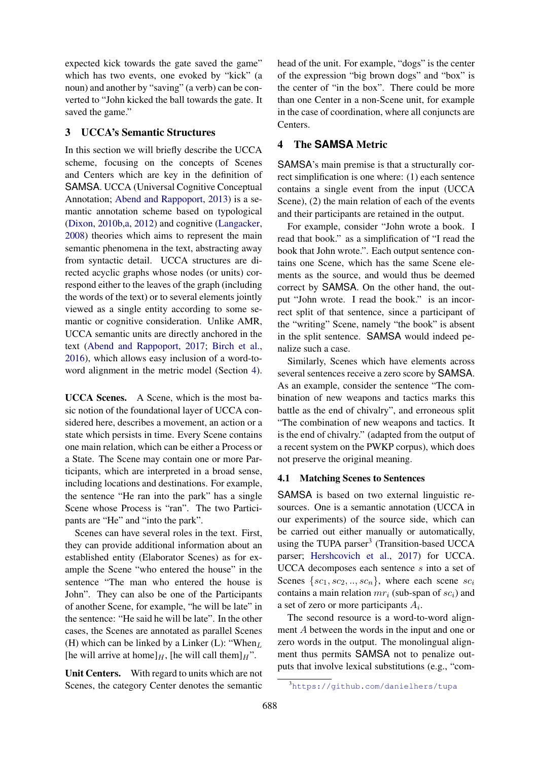expected kick towards the gate saved the game" which has two events, one evoked by "kick" (a noun) and another by "saving" (a verb) can be converted to "John kicked the ball towards the gate. It saved the game."

## 3 UCCA's Semantic Structures

In this section we will briefly describe the UCCA scheme, focusing on the concepts of Scenes and Centers which are key in the definition of SAMSA. UCCA (Universal Cognitive Conceptual Annotation; Abend and Rappoport, 2013) is a semantic annotation scheme based on typological (Dixon, 2010b,a, 2012) and cognitive (Langacker, 2008) theories which aims to represent the main semantic phenomena in the text, abstracting away from syntactic detail. UCCA structures are directed acyclic graphs whose nodes (or units) correspond either to the leaves of the graph (including the words of the text) or to several elements jointly viewed as a single entity according to some semantic or cognitive consideration. Unlike AMR, UCCA semantic units are directly anchored in the text (Abend and Rappoport, 2017; Birch et al., 2016), which allows easy inclusion of a word-to-word alignment in the metric model (Section 4).

**UCCA Scenes.** A Scene, which is the most basic notion of the foundational layer of UCCA considered here, describes a movement, an action or a state which persists in time. Every Scene contains one main relation, which can be either a Process or a State. The Scene may contain one or more Participants, which are interpreted in a broad sense, including locations and destinations. For example, the sentence "He ran into the park" has a single Scene whose Process is "ran". The two Participants are "He" and "into the park".

Scenes can have several roles in the text. First, they can provide additional information about an established entity (Elaborator Scenes) as for example the Scene "who entered the house" in the sentence "The man who entered the house is John". They can also be one of the Participants of another Scene, for example, "he will be late" in the sentence: "He said he will be late". In the other cases, the Scenes are annotated as parallel Scenes (H) which can be linked by a Linker (L): "When$_L$ [he will arrive at home]$_H$, [he will call them]$_H$".

**Unit Centers.** With regard to units which are not Scenes, the category Center denotes the semantic head of the unit. For example, "dogs" is the center of the expression "big brown dogs" and "box" is the center of "in the box". There could be more than one Center in a non-Scene unit, for example in the case of coordination, where all conjuncts are Centers.

## 4 The SAMSA Metric

SAMSA's main premise is that a structurally correct simplification is one where: (1) each sentence contains a single event from the input (UCCA Scene), (2) the main relation of each of the events and their participants are retained in the output.

For example, consider "John wrote a book. I read that book." as a simplification of "I read the book that John wrote.". Each output sentence contains one Scene, which has the same Scene elements as the source, and would thus be deemed correct by SAMSA. On the other hand, the output "John wrote. I read the book." is an incorrect split of that sentence, since a participant of the "writing" Scene, namely "the book" is absent in the split sentence. SAMSA would indeed penalize such a case.

Similarly, Scenes which have elements across several sentences receive a zero score by SAMSA. As an example, consider the sentence "The combination of new weapons and tactics marks this battle as the end of chivalry", and erroneous split "The combination of new weapons and tactics. It is the end of chivalry." (adapted from the output of a recent system on the PWKP corpus), which does not preserve the original meaning.

### 4.1 Matching Scenes to Sentences

SAMSA is based on two external linguistic resources. One is a semantic annotation (UCCA in our experiments) of the source side, which can be carried out either manually or automatically, using the TUPA parser[3] (Transition-based UCCA parser; Hershcovich et al., 2017) for UCCA. UCCA decomposes each sentence $s$ into a set of Scenes $\{sc_1, sc_2, .., sc_n\}$, where each scene $sc_i$ contains a main relation $mr_i$ (sub-span of $sc_i$) and a set of zero or more participants $A_i$.

The second resource is a word-to-word alignment $A$ between the words in the input and one or zero words in the output. The monolingual alignment thus permits SAMSA not to penalize outputs that involve lexical substitutions (e.g., "com-

[3] https://github.com/danielhers/tupa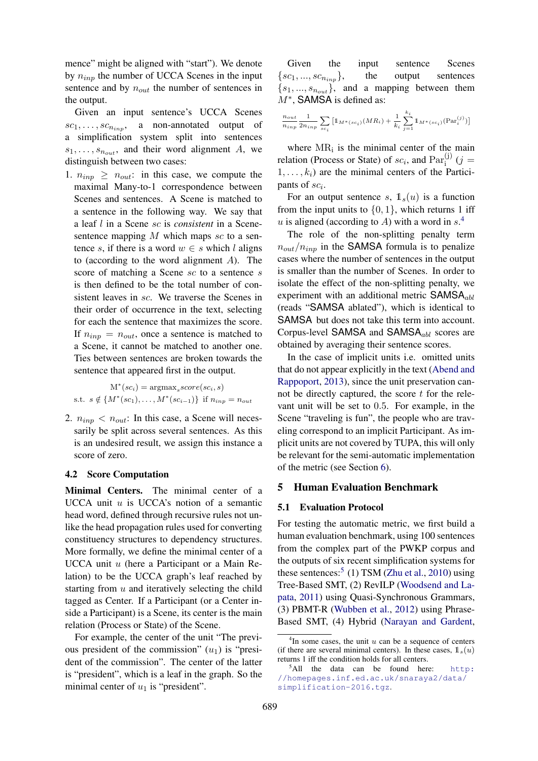mence" might be aligned with "start"). We denote by $n_{inp}$ the number of UCCA Scenes in the input sentence and by $n_{out}$ the number of sentences in the output.

Given an input sentence's UCCA Scenes $sc_1, \ldots, sc_{n_{inp}}$, a non-annotated output of a simplification system split into sentences $s_1, \ldots, s_{n_{out}}$, and their word alignment $A$, we distinguish between two cases:

1. $n_{inp} \geq n_{out}$: in this case, we compute the maximal Many-to-1 correspondence between Scenes and sentences. A Scene is matched to a sentence in the following way. We say that a leaf $l$ in a Scene $sc$ is *consistent* in a Scene-sentence mapping $M$ which maps $sc$ to a sentence $s$, if there is a word $w \in s$ which $l$ aligns to (according to the word alignment $A$). The score of matching a Scene $sc$ to a sentence $s$ is then defined to be the total number of consistent leaves in $sc$. We traverse the Scenes in their order of occurrence in the text, selecting for each the sentence that maximizes the score. If $n_{inp} = n_{out}$, once a sentence is matched to a Scene, it cannot be matched to another one. Ties between sentences are broken towards the sentence that appeared first in the output.

$$\mathrm{M}^*(sc_i) = \mathrm{argmax}_s score(sc_i, s)$$
$$\text{s.t. } s \notin \{M^*(sc_1), \ldots, M^*(sc_{i-1})\} \text{ if } n_{inp} = n_{out}$$

2. $n_{inp} < n_{out}$: In this case, a Scene will necessarily be split across several sentences. As this is an undesired result, we assign this instance a score of zero.

## 4.2 Score Computation

**Minimal Centers.** The minimal center of a UCCA unit $u$ is UCCA's notion of a semantic head word, defined through recursive rules not unlike the head propagation rules used for converting constituency structures to dependency structures. More formally, we define the minimal center of a UCCA unit $u$ (here a Participant or a Main Relation) to be the UCCA graph's leaf reached by starting from $u$ and iteratively selecting the child tagged as Center. If a Participant (or a Center inside a Participant) is a Scene, its center is the main relation (Process or State) of the Scene.

For example, the center of the unit "The previous president of the commission" ($u_1$) is "president of the commission". The center of the latter is "president", which is a leaf in the graph. So the minimal center of $u_1$ is "president".

Given the input sentence Scenes $\{sc_1, ..., sc_{n_{inp}}\}$, the output sentences $\{s_1, ..., s_{n_{out}}\}$, and a mapping between them $M^*$, SAMSA is defined as:

$$\frac{n_{out}}{n_{inp}} \frac{1}{2n_{inp}} \sum_{sc_i} \left[\mathbb{1}_{M^*(sc_i)}(MR_i) + \frac{1}{k_i}\sum_{j=1}^{k_i} \mathbb{1}_{M^*(sc_i)}(\mathrm{Par}_i^{(j)})\right]$$

where $\mathrm{MR_i}$ is the minimal center of the main relation (Process or State) of $sc_i$, and $\mathrm{Par}_i^{(j)}$ ($j = 1, \ldots, k_i$) are the minimal centers of the Participants of $sc_i$.

For an output sentence $s$, $\mathbb{1}_s(u)$ is a function from the input units to $\{0, 1\}$, which returns 1 iff $u$ is aligned (according to $A$) with a word in $s$.[4]

The role of the non-splitting penalty term $n_{out}/n_{inp}$ in the SAMSA formula is to penalize cases where the number of sentences in the output is smaller than the number of Scenes. In order to isolate the effect of the non-splitting penalty, we experiment with an additional metric SAMSA$_{abl}$ (reads "SAMSA ablated"), which is identical to SAMSA but does not take this term into account. Corpus-level SAMSA and SAMSA$_{abl}$ scores are obtained by averaging their sentence scores.

In the case of implicit units i.e. omitted units that do not appear explicitly in the text (Abend and Rappoport, 2013), since the unit preservation cannot be directly captured, the score $t$ for the relevant unit will be set to 0.5. For example, in the Scene "traveling is fun", the people who are traveling correspond to an implicit Participant. As implicit units are not covered by TUPA, this will only be relevant for the semi-automatic implementation of the metric (see Section 6).

# 5 Human Evaluation Benchmark

## 5.1 Evaluation Protocol

For testing the automatic metric, we first build a human evaluation benchmark, using 100 sentences from the complex part of the PWKP corpus and the outputs of six recent simplification systems for these sentences:[5] (1) TSM (Zhu et al., 2010) using Tree-Based SMT, (2) RevILP (Woodsend and Lapata, 2011) using Quasi-Synchronous Grammars, (3) PBMT-R (Wubben et al., 2012) using Phrase-Based SMT, (4) Hybrid (Narayan and Gardent,

[4] In some cases, the unit $u$ can be a sequence of centers (if there are several minimal centers). In these cases, $\mathbb{1}_s(u)$ returns 1 iff the condition holds for all centers.

[5] All the data can be found here: http://homepages.inf.ed.ac.uk/snaraya2/data/simplification-2016.tgz.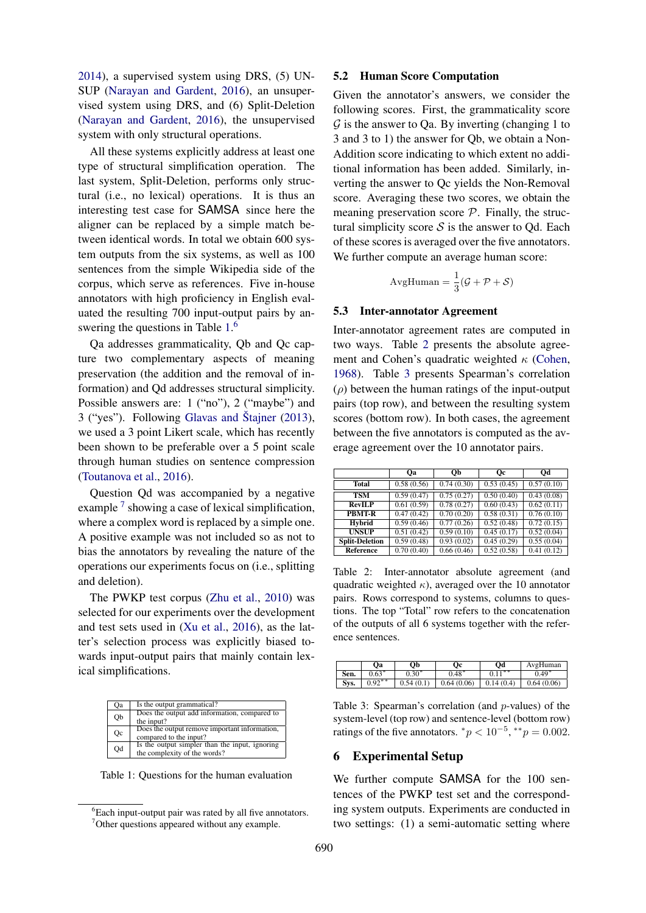2014), a supervised system using DRS, (5) UNSUP (Narayan and Gardent, 2016), an unsupervised system using DRS, and (6) Split-Deletion (Narayan and Gardent, 2016), the unsupervised system with only structural operations.

All these systems explicitly address at least one type of structural simplification operation. The last system, Split-Deletion, performs only structural (i.e., no lexical) operations. It is thus an interesting test case for SAMSA since here the aligner can be replaced by a simple match between identical words. In total we obtain 600 system outputs from the six systems, as well as 100 sentences from the simple Wikipedia side of the corpus, which serve as references. Five in-house annotators with high proficiency in English evaluated the resulting 700 input-output pairs by answering the questions in Table 1.[6]

Qa addresses grammaticality, Qb and Qc capture two complementary aspects of meaning preservation (the addition and the removal of information) and Qd addresses structural simplicity. Possible answers are: 1 ("no"), 2 ("maybe") and 3 ("yes"). Following Glavas and Štajner (2013), we used a 3 point Likert scale, which has recently been shown to be preferable over a 5 point scale through human studies on sentence compression (Toutanova et al., 2016).

Question Qd was accompanied by a negative example [7] showing a case of lexical simplification, where a complex word is replaced by a simple one. A positive example was not included so as not to bias the annotators by revealing the nature of the operations our experiments focus on (i.e., splitting and deletion).

The PWKP test corpus (Zhu et al., 2010) was selected for our experiments over the development and test sets used in (Xu et al., 2016), as the latter's selection process was explicitly biased towards input-output pairs that mainly contain lexical simplifications.

| | |
|---|---|
| Qa | Is the output grammatical? |
| Qb | Does the output add information, compared to the input? |
| Qc | Does the output remove important information, compared to the input? |
| Qd | Is the output simpler than the input, ignoring the complexity of the words? |

Table 1: Questions for the human evaluation

[6] Each input-output pair was rated by all five annotators.
[7] Other questions appeared without any example.

## 5.2 Human Score Computation

Given the annotator's answers, we consider the following scores. First, the grammaticality score $\mathcal{G}$ is the answer to Qa. By inverting (changing 1 to 3 and 3 to 1) the answer for Qb, we obtain a Non-Addition score indicating to which extent no additional information has been added. Similarly, inverting the answer to Qc yields the Non-Removal score. Averaging these two scores, we obtain the meaning preservation score $\mathcal{P}$. Finally, the structural simplicity score $\mathcal{S}$ is the answer to Qd. Each of these scores is averaged over the five annotators. We further compute an average human score:

$$\text{AvgHuman} = \frac{1}{3}(\mathcal{G} + \mathcal{P} + \mathcal{S})$$

## 5.3 Inter-annotator Agreement

Inter-annotator agreement rates are computed in two ways. Table 2 presents the absolute agreement and Cohen's quadratic weighted $\kappa$ (Cohen, 1968). Table 3 presents Spearman's correlation ($\rho$) between the human ratings of the input-output pairs (top row), and between the resulting system scores (bottom row). In both cases, the agreement between the five annotators is computed as the average agreement over the 10 annotator pairs.

| | Qa | Qb | Qc | Qd |
|---|---|---|---|---|
| **Total** | 0.58 (0.56) | 0.74 (0.30) | 0.53 (0.45) | 0.57 (0.10) |
| **TSM** | 0.59 (0.47) | 0.75 (0.27) | 0.50 (0.40) | 0.43 (0.08) |
| **RevILP** | 0.61 (0.59) | 0.78 (0.27) | 0.60 (0.43) | 0.62 (0.11) |
| **PBMT-R** | 0.47 (0.42) | 0.70 (0.20) | 0.58 (0.31) | 0.76 (0.10) |
| **Hybrid** | 0.59 (0.46) | 0.77 (0.26) | 0.52 (0.48) | 0.72 (0.15) |
| **UNSUP** | 0.51 (0.42) | 0.59 (0.10) | 0.45 (0.17) | 0.52 (0.04) |
| **Split-Deletion** | 0.59 (0.48) | 0.93 (0.02) | 0.45 (0.29) | 0.55 (0.04) |
| **Reference** | 0.70 (0.40) | 0.66 (0.46) | 0.52 (0.58) | 0.41 (0.12) |

Table 2: Inter-annotator absolute agreement (and quadratic weighted $\kappa$), averaged over the 10 annotator pairs. Rows correspond to systems, columns to questions. The top "Total" row refers to the concatenation of the outputs of all 6 systems together with the reference sentences.

| | Qa | Qb | Qc | Qd | AvgHuman |
|---|---|---|---|---|---|
| **Sen.** | $0.63^*$ | $0.30^*$ | $0.48^*$ | $0.11^{**}$ | $0.49^*$ |
| **Sys.** | $0.92^{**}$ | 0.54 (0.1) | 0.64 (0.06) | 0.14 (0.4) | 0.64 (0.06) |

Table 3: Spearman's correlation (and $p$-values) of the system-level (top row) and sentence-level (bottom row) ratings of the five annotators. $^*p < 10^{-5}$, $^{**}p = 0.002$.

# 6 Experimental Setup

We further compute SAMSA for the 100 sentences of the PWKP test set and the corresponding system outputs. Experiments are conducted in two settings: (1) a semi-automatic setting where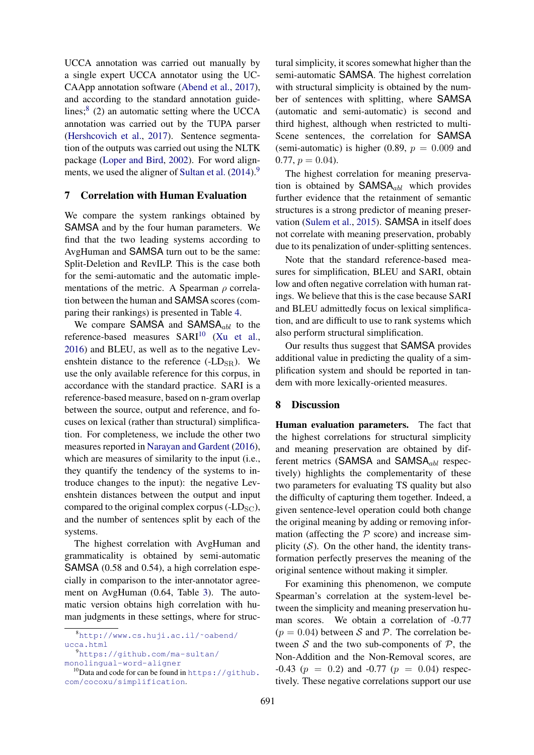UCCA annotation was carried out manually by a single expert UCCA annotator using the UCCAApp annotation software (Abend et al., 2017), and according to the standard annotation guidelines;[8] (2) an automatic setting where the UCCA annotation was carried out by the TUPA parser (Hershcovich et al., 2017). Sentence segmentation of the outputs was carried out using the NLTK package (Loper and Bird, 2002). For word alignments, we used the aligner of Sultan et al. (2014).[9]

## 7 Correlation with Human Evaluation

We compare the system rankings obtained by SAMSA and by the four human parameters. We find that the two leading systems according to AvgHuman and SAMSA turn out to be the same: Split-Deletion and RevILP. This is the case both for the semi-automatic and the automatic implementations of the metric. A Spearman $\rho$ correlation between the human and SAMSA scores (comparing their rankings) is presented in Table 4.

We compare SAMSA and SAMSA$_{abl}$ to the reference-based measures SARI[10] (Xu et al., 2016) and BLEU, as well as to the negative Levenshtein distance to the reference (-LD$_{\text{SR}}$). We use the only available reference for this corpus, in accordance with the standard practice. SARI is a reference-based measure, based on n-gram overlap between the source, output and reference, and focuses on lexical (rather than structural) simplification. For completeness, we include the other two measures reported in Narayan and Gardent (2016), which are measures of similarity to the input (i.e., they quantify the tendency of the systems to introduce changes to the input): the negative Levenshtein distances between the output and input compared to the original complex corpus (-LD$_{\text{SC}}$), and the number of sentences split by each of the systems.

The highest correlation with AvgHuman and grammaticality is obtained by semi-automatic SAMSA (0.58 and 0.54), a high correlation especially in comparison to the inter-annotator agreement on AvgHuman (0.64, Table 3). The automatic version obtains high correlation with human judgments in these settings, where for structural simplicity, it scores somewhat higher than the semi-automatic SAMSA. The highest correlation with structural simplicity is obtained by the number of sentences with splitting, where SAMSA (automatic and semi-automatic) is second and third highest, although when restricted to multi-Scene sentences, the correlation for SAMSA (semi-automatic) is higher (0.89, $p = 0.009$ and 0.77, $p = 0.04$).

The highest correlation for meaning preservation is obtained by SAMSA$_{abl}$ which provides further evidence that the retainment of semantic structures is a strong predictor of meaning preservation (Sulem et al., 2015). SAMSA in itself does not correlate with meaning preservation, probably due to its penalization of under-splitting sentences.

Note that the standard reference-based measures for simplification, BLEU and SARI, obtain low and often negative correlation with human ratings. We believe that this is the case because SARI and BLEU admittedly focus on lexical simplification, and are difficult to use to rank systems which also perform structural simplification.

Our results thus suggest that SAMSA provides additional value in predicting the quality of a simplification system and should be reported in tandem with more lexically-oriented measures.

## 8 Discussion

**Human evaluation parameters.** The fact that the highest correlations for structural simplicity and meaning preservation are obtained by different metrics (SAMSA and SAMSA$_{abl}$ respectively) highlights the complementarity of these two parameters for evaluating TS quality but also the difficulty of capturing them together. Indeed, a given sentence-level operation could both change the original meaning by adding or removing information (affecting the $\mathcal{P}$ score) and increase simplicity ($\mathcal{S}$). On the other hand, the identity transformation perfectly preserves the meaning of the original sentence without making it simpler.

For examining this phenomenon, we compute Spearman's correlation at the system-level between the simplicity and meaning preservation human scores. We obtain a correlation of -0.77 ($p = 0.04$) between $\mathcal{S}$ and $\mathcal{P}$. The correlation between $\mathcal{S}$ and the two sub-components of $\mathcal{P}$, the Non-Addition and the Non-Removal scores, are -0.43 ($p = 0.2$) and -0.77 ($p = 0.04$) respectively. These negative correlations support our use

[8] http://www.cs.huji.ac.il/~oabend/ucca.html

[9] https://github.com/ma-sultan/monolingual-word-aligner

[10] Data and code for can be found in https://github.com/cocoxu/simplification.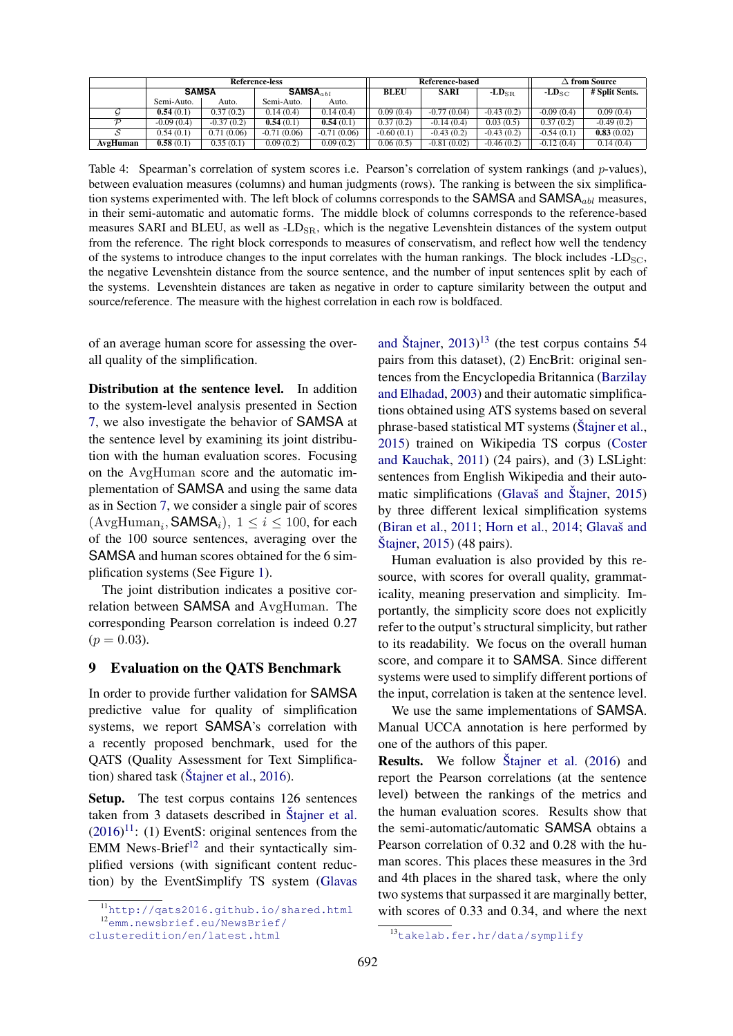|  | Reference-less |  |  |  | Reference-based |  |  | △ from Source |  |
|---|---|---|---|---|---|---|---|---|---|
|  | SAMSA |  | SAMSA$_{abl}$ |  | BLEU | SARI | -LD$_{\text{SR}}$ | -LD$_{\text{SC}}$ | # Split Sents. |
|  | Semi-Auto. | Auto. | Semi-Auto. | Auto. |  |  |  |  |  |
| $\mathcal{G}$ | **0.54** (0.1) | 0.37 (0.2) | 0.14 (0.4) | 0.14 (0.4) | 0.09 (0.4) | -0.77 (0.04) | -0.43 (0.2) | -0.09 (0.4) | 0.09 (0.4) |
| $\mathcal{P}$ | -0.09 (0.4) | -0.37 (0.2) | **0.54** (0.1) | **0.54** (0.1) | 0.37 (0.2) | -0.14 (0.4) | 0.03 (0.5) | 0.37 (0.2) | -0.49 (0.2) |
| $\mathcal{S}$ | 0.54 (0.1) | 0.71 (0.06) | -0.71 (0.06) | -0.71 (0.06) | -0.60 (0.1) | -0.43 (0.2) | -0.43 (0.2) | -0.54 (0.1) | **0.83** (0.02) |
| **AvgHuman** | **0.58** (0.1) | 0.35 (0.1) | 0.09 (0.2) | 0.09 (0.2) | 0.06 (0.5) | -0.81 (0.02) | -0.46 (0.2) | -0.12 (0.4) | 0.14 (0.4) |

Table 4: Spearman's correlation of system scores i.e. Pearson's correlation of system rankings (and $p$-values), between evaluation measures (columns) and human judgments (rows). The ranking is between the six simplification systems experimented with. The left block of columns corresponds to the SAMSA and SAMSA$_{abl}$ measures, in their semi-automatic and automatic forms. The middle block of columns corresponds to the reference-based measures SARI and BLEU, as well as -LD$_{\text{SR}}$, which is the negative Levenshtein distances of the system output from the reference. The right block corresponds to measures of conservatism, and reflect how well the tendency of the systems to introduce changes to the input correlates with the human rankings. The block includes -LD$_{\text{SC}}$, the negative Levenshtein distance from the source sentence, and the number of input sentences split by each of the systems. Levenshtein distances are taken as negative in order to capture similarity between the output and source/reference. The measure with the highest correlation in each row is boldfaced.

of an average human score for assessing the overall quality of the simplification.

**Distribution at the sentence level.** In addition to the system-level analysis presented in Section 7, we also investigate the behavior of SAMSA at the sentence level by examining its joint distribution with the human evaluation scores. Focusing on the AvgHuman score and the automatic implementation of SAMSA and using the same data as in Section 7, we consider a single pair of scores $(\text{AvgHuman}_i, \text{SAMSA}_i)$, $1 \leq i \leq 100$, for each of the 100 source sentences, averaging over the SAMSA and human scores obtained for the 6 simplification systems (See Figure 1).

The joint distribution indicates a positive correlation between SAMSA and AvgHuman. The corresponding Pearson correlation is indeed 0.27 ($p = 0.03$).

## 9 Evaluation on the QATS Benchmark

In order to provide further validation for SAMSA predictive value for quality of simplification systems, we report SAMSA's correlation with a recently proposed benchmark, used for the QATS (Quality Assessment for Text Simplification) shared task (Štajner et al., 2016).

**Setup.** The test corpus contains 126 sentences taken from 3 datasets described in Štajner et al. (2016)[11]: (1) EventS: original sentences from the EMM News-Brief[12] and their syntactically simplified versions (with significant content reduction) by the EventSimplify TS system (Glavas and Štajner, 2013)[13] (the test corpus contains 54 pairs from this dataset), (2) EncBrit: original sentences from the Encyclopedia Britannica (Barzilay and Elhadad, 2003) and their automatic simplifications obtained using ATS systems based on several phrase-based statistical MT systems (Štajner et al., 2015) trained on Wikipedia TS corpus (Coster and Kauchak, 2011) (24 pairs), and (3) LSLight: sentences from English Wikipedia and their automatic simplifications (Glavaš and Štajner, 2015) by three different lexical simplification systems (Biran et al., 2011; Horn et al., 2014; Glavaš and Štajner, 2015) (48 pairs).

Human evaluation is also provided by this resource, with scores for overall quality, grammaticality, meaning preservation and simplicity. Importantly, the simplicity score does not explicitly refer to the output's structural simplicity, but rather to its readability. We focus on the overall human score, and compare it to SAMSA. Since different systems were used to simplify different portions of the input, correlation is taken at the sentence level.

We use the same implementations of SAMSA. Manual UCCA annotation is here performed by one of the authors of this paper.

**Results.** We follow Štajner et al. (2016) and report the Pearson correlations (at the sentence level) between the rankings of the metrics and the human evaluation scores. Results show that the semi-automatic/automatic SAMSA obtains a Pearson correlation of 0.32 and 0.28 with the human scores. This places these measures in the 3rd and 4th places in the shared task, where the only two systems that surpassed it are marginally better, with scores of 0.33 and 0.34, and where the next

[11] http://qats2016.github.io/shared.html

[12] emm.newsbrief.eu/NewsBrief/clusteredition/en/latest.html

[13] takelab.fer.hr/data/symplify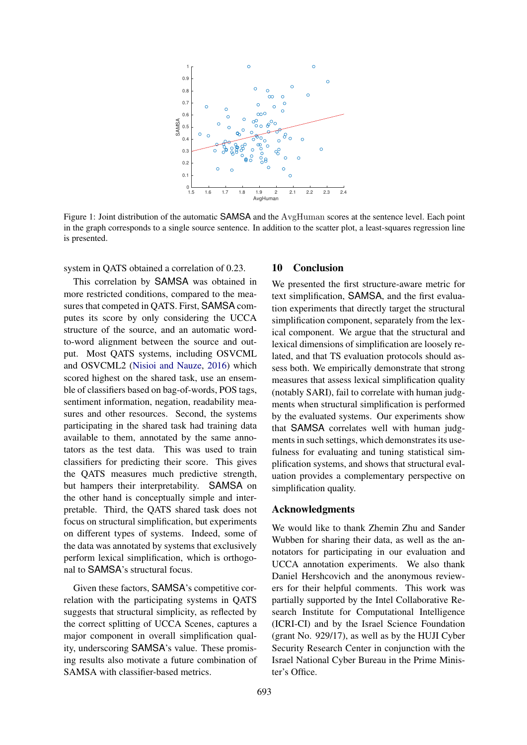Figure 1: Joint distribution of the automatic SAMSA and the AvgHuman scores at the sentence level. Each point in the graph corresponds to a single source sentence. In addition to the scatter plot, a least-squares regression line is presented.

system in QATS obtained a correlation of 0.23.

This correlation by SAMSA was obtained in more restricted conditions, compared to the measures that competed in QATS. First, SAMSA computes its score by only considering the UCCA structure of the source, and an automatic word-to-word alignment between the source and output. Most QATS systems, including OSVCML and OSVCML2 (Nisioi and Nauze, 2016) which scored highest on the shared task, use an ensemble of classifiers based on bag-of-words, POS tags, sentiment information, negation, readability measures and other resources. Second, the systems participating in the shared task had training data available to them, annotated by the same annotators as the test data. This was used to train classifiers for predicting their score. This gives the QATS measures much predictive strength, but hampers their interpretability. SAMSA on the other hand is conceptually simple and interpretable. Third, the QATS shared task does not focus on structural simplification, but experiments on different types of systems. Indeed, some of the data was annotated by systems that exclusively perform lexical simplification, which is orthogonal to SAMSA's structural focus.

Given these factors, SAMSA's competitive correlation with the participating systems in QATS suggests that structural simplicity, as reflected by the correct splitting of UCCA Scenes, captures a major component in overall simplification quality, underscoring SAMSA's value. These promising results also motivate a future combination of SAMSA with classifier-based metrics.

## 10 Conclusion

We presented the first structure-aware metric for text simplification, SAMSA, and the first evaluation experiments that directly target the structural simplification component, separately from the lexical component. We argue that the structural and lexical dimensions of simplification are loosely related, and that TS evaluation protocols should assess both. We empirically demonstrate that strong measures that assess lexical simplification quality (notably SARI), fail to correlate with human judgments when structural simplification is performed by the evaluated systems. Our experiments show that SAMSA correlates well with human judgments in such settings, which demonstrates its usefulness for evaluating and tuning statistical simplification systems, and shows that structural evaluation provides a complementary perspective on simplification quality.

## Acknowledgments

We would like to thank Zhemin Zhu and Sander Wubben for sharing their data, as well as the annotators for participating in our evaluation and UCCA annotation experiments. We also thank Daniel Hershcovich and the anonymous reviewers for their helpful comments. This work was partially supported by the Intel Collaborative Research Institute for Computational Intelligence (ICRI-CI) and by the Israel Science Foundation (grant No. 929/17), as well as by the HUJI Cyber Security Research Center in conjunction with the Israel National Cyber Bureau in the Prime Minister's Office.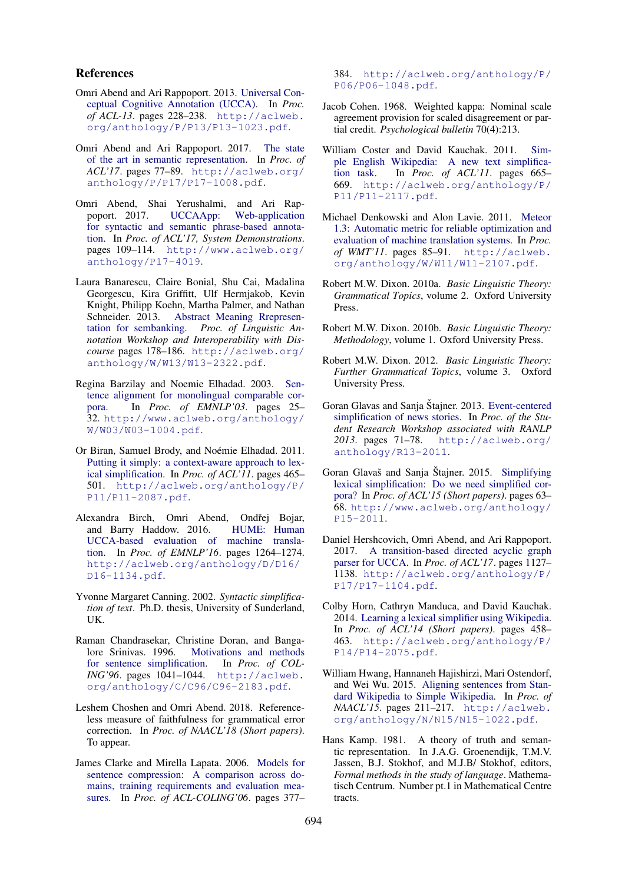## References

Omri Abend and Ari Rappoport. 2013. Universal Conceptual Cognitive Annotation (UCCA). In *Proc. of ACL-13*. pages 228–238. http://aclweb.org/anthology/P/P13/P13-1023.pdf.

Omri Abend and Ari Rappoport. 2017. The state of the art in semantic representation. In *Proc. of ACL'17*. pages 77–89. http://aclweb.org/anthology/P/P17/P17-1008.pdf.

Omri Abend, Shai Yerushalmi, and Ari Rappoport. 2017. UCCAApp: Web-application for syntactic and semantic phrase-based annotation. In *Proc. of ACL'17, System Demonstrations*. pages 109–114. http://www.aclweb.org/anthology/P17-4019.

Laura Banarescu, Claire Bonial, Shu Cai, Madalina Georgescu, Kira Griffitt, Ulf Hermjakob, Kevin Knight, Philipp Koehn, Martha Palmer, and Nathan Schneider. 2013. Abstract Meaning Rrepresentation for sembanking. *Proc. of Linguistic Annotation Workshop and Interoperability with Discourse* pages 178–186. http://aclweb.org/anthology/W/W13/W13-2322.pdf.

Regina Barzilay and Noemie Elhadad. 2003. Sentence alignment for monolingual comparable corpora. In *Proc. of EMNLP'03*. pages 25–32. http://www.aclweb.org/anthology/W/W03/W03-1004.pdf.

Or Biran, Samuel Brody, and Noémie Elhadad. 2011. Putting it simply: a context-aware approach to lexical simplification. In *Proc. of ACL'11*. pages 465–501. http://aclweb.org/anthology/P/P11/P11-2087.pdf.

Alexandra Birch, Omri Abend, Ondřej Bojar, and Barry Haddow. 2016. HUME: Human UCCA-based evaluation of machine translation. In *Proc. of EMNLP'16*. pages 1264–1274. http://aclweb.org/anthology/D/D16/D16-1134.pdf.

Yvonne Margaret Canning. 2002. *Syntactic simplification of text*. Ph.D. thesis, University of Sunderland, UK.

Raman Chandrasekar, Christine Doran, and Bangalore Srinivas. 1996. Motivations and methods for sentence simplification. In *Proc. of COLING'96*. pages 1041–1044. http://aclweb.org/anthology/C/C96/C96-2183.pdf.

Leshem Choshen and Omri Abend. 2018. Referenceless measure of faithfulness for grammatical error correction. In *Proc. of NAACL'18 (Short papers)*. To appear.

James Clarke and Mirella Lapata. 2006. Models for sentence compression: A comparison across domains, training requirements and evaluation measures. In *Proc. of ACL-COLING'06*. pages 377–384. http://aclweb.org/anthology/P/P06/P06-1048.pdf.

Jacob Cohen. 1968. Weighted kappa: Nominal scale agreement provision for scaled disagreement or partial credit. *Psychological bulletin* 70(4):213.

William Coster and David Kauchak. 2011. Simple English Wikipedia: A new text simplification task. In *Proc. of ACL'11*. pages 665–669. http://aclweb.org/anthology/P/P11/P11-2117.pdf.

Michael Denkowski and Alon Lavie. 2011. Meteor 1.3: Automatic metric for reliable optimization and evaluation of machine translation systems. In *Proc. of WMT'11*. pages 85–91. http://aclweb.org/anthology/W/W11/W11-2107.pdf.

Robert M.W. Dixon. 2010a. *Basic Linguistic Theory: Grammatical Topics*, volume 2. Oxford University Press.

Robert M.W. Dixon. 2010b. *Basic Linguistic Theory: Methodology*, volume 1. Oxford University Press.

Robert M.W. Dixon. 2012. *Basic Linguistic Theory: Further Grammatical Topics*, volume 3. Oxford University Press.

Goran Glavas and Sanja Štajner. 2013. Event-centered simplification of news stories. In *Proc. of the Student Research Workshop associated with RANLP 2013*. pages 71–78. http://aclweb.org/anthology/R13-2011.

Goran Glavaš and Sanja Štajner. 2015. Simplifying lexical simplification: Do we need simplified corpora? In *Proc. of ACL'15 (Short papers)*. pages 63–68. http://www.aclweb.org/anthology/P15-2011.

Daniel Hershcovich, Omri Abend, and Ari Rappoport. 2017. A transition-based directed acyclic graph parser for UCCA. In *Proc. of ACL'17*. pages 1127–1138. http://aclweb.org/anthology/P/P17/P17-1104.pdf.

Colby Horn, Cathryn Manduca, and David Kauchak. 2014. Learning a lexical simplifier using Wikipedia. In *Proc. of ACL'14 (Short papers)*. pages 458–463. http://aclweb.org/anthology/P/P14/P14-2075.pdf.

William Hwang, Hannaneh Hajishirzi, Mari Ostendorf, and Wei Wu. 2015. Aligning sentences from Standard Wikipedia to Simple Wikipedia. In *Proc. of NAACL'15*. pages 211–217. http://aclweb.org/anthology/N/N15/N15-1022.pdf.

Hans Kamp. 1981. A theory of truth and semantic representation. In J.A.G. Groenendijk, T.M.V. Jassen, B.J. Stokhof, and M.J.B/ Stokhof, editors, *Formal methods in the study of language*. Mathematisch Centrum. Number pt.1 in Mathematical Centre tracts.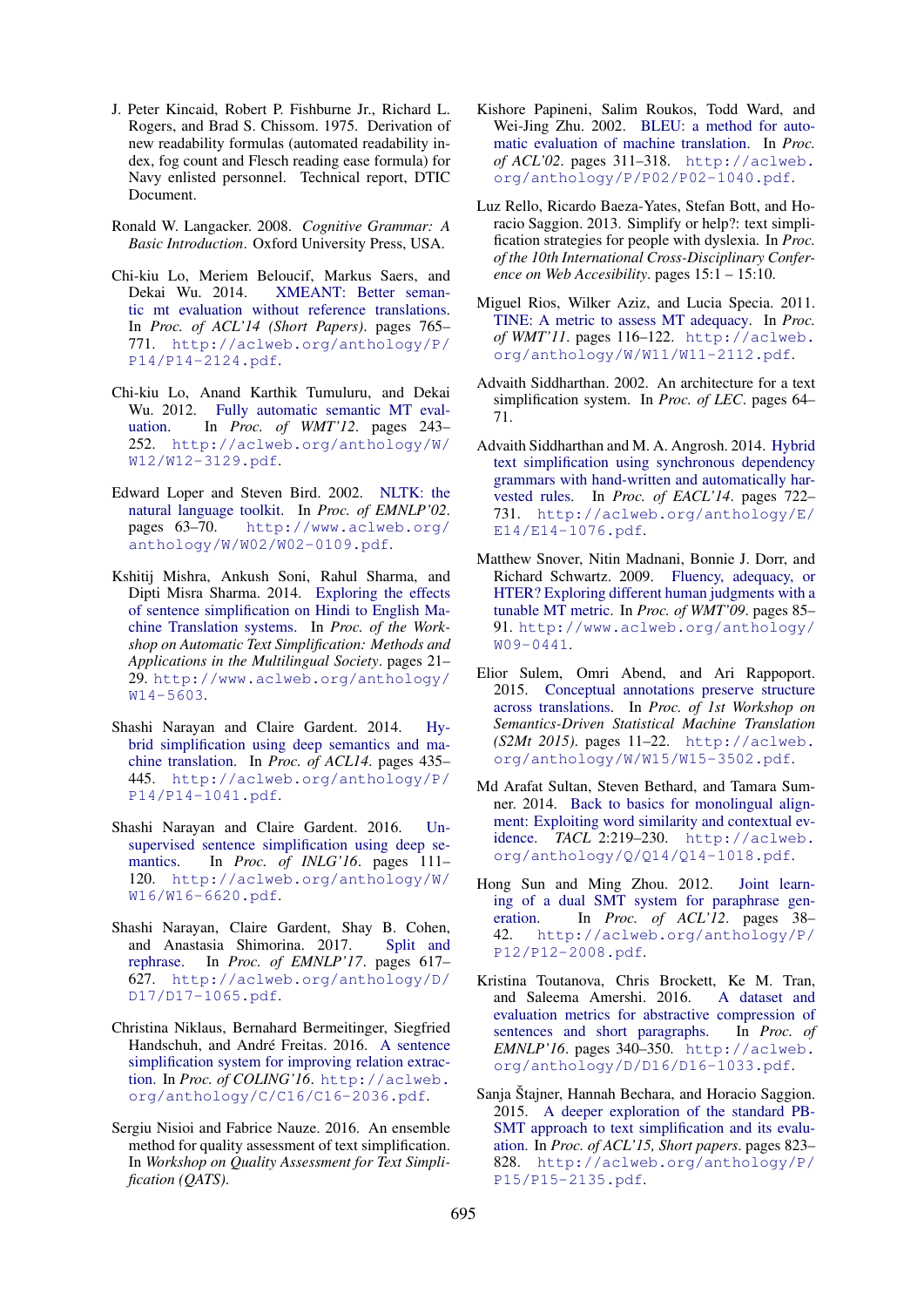J. Peter Kincaid, Robert P. Fishburne Jr., Richard L. Rogers, and Brad S. Chissom. 1975. Derivation of new readability formulas (automated readability index, fog count and Flesch reading ease formula) for Navy enlisted personnel. Technical report, DTIC Document.

Ronald W. Langacker. 2008. *Cognitive Grammar: A Basic Introduction*. Oxford University Press, USA.

Chi-kiu Lo, Meriem Beloucif, Markus Saers, and Dekai Wu. 2014. XMEANT: Better semantic mt evaluation without reference translations. In *Proc. of ACL'14 (Short Papers)*. pages 765–771. http://aclweb.org/anthology/P/P14/P14-2124.pdf.

Chi-kiu Lo, Anand Karthik Tumuluru, and Dekai Wu. 2012. Fully automatic semantic MT evaluation. In *Proc. of WMT'12*. pages 243–252. http://aclweb.org/anthology/W/W12/W12-3129.pdf.

Edward Loper and Steven Bird. 2002. NLTK: the natural language toolkit. In *Proc. of EMNLP'02*. pages 63–70. http://www.aclweb.org/anthology/W/W02/W02-0109.pdf.

Kshitij Mishra, Ankush Soni, Rahul Sharma, and Dipti Misra Sharma. 2014. Exploring the effects of sentence simplification on Hindi to English Machine Translation systems. In *Proc. of the Workshop on Automatic Text Simplification: Methods and Applications in the Multilingual Society*. pages 21–29. http://www.aclweb.org/anthology/W14-5603.

Shashi Narayan and Claire Gardent. 2014. Hybrid simplification using deep semantics and machine translation. In *Proc. of ACL14*. pages 435–445. http://aclweb.org/anthology/P/P14/P14-1041.pdf.

Shashi Narayan and Claire Gardent. 2016. Unsupervised sentence simplification using deep semantics. In *Proc. of INLG'16*. pages 111–120. http://aclweb.org/anthology/W/W16/W16-6620.pdf.

Shashi Narayan, Claire Gardent, Shay B. Cohen, and Anastasia Shimorina. 2017. Split and rephrase. In *Proc. of EMNLP'17*. pages 617–627. http://aclweb.org/anthology/D/D17/D17-1065.pdf.

Christina Niklaus, Bernahard Bermeitinger, Siegfried Handschuh, and André Freitas. 2016. A sentence simplification system for improving relation extraction. In *Proc. of COLING'16*. http://aclweb.org/anthology/C/C16/C16-2036.pdf.

Sergiu Nisioi and Fabrice Nauze. 2016. An ensemble method for quality assessment of text simplification. In *Workshop on Quality Assessment for Text Simplification (QATS)*.

Kishore Papineni, Salim Roukos, Todd Ward, and Wei-Jing Zhu. 2002. BLEU: a method for automatic evaluation of machine translation. In *Proc. of ACL'02*. pages 311–318. http://aclweb.org/anthology/P/P02/P02-1040.pdf.

Luz Rello, Ricardo Baeza-Yates, Stefan Bott, and Horacio Saggion. 2013. Simplify or help?: text simplification strategies for people with dyslexia. In *Proc. of the 10th International Cross-Disciplinary Conference on Web Accesibility*. pages 15:1 – 15:10.

Miguel Rios, Wilker Aziz, and Lucia Specia. 2011. TINE: A metric to assess MT adequacy. In *Proc. of WMT'11*. pages 116–122. http://aclweb.org/anthology/W/W11/W11-2112.pdf.

Advaith Siddharthan. 2002. An architecture for a text simplification system. In *Proc. of LEC*. pages 64–71.

Advaith Siddharthan and M. A. Angrosh. 2014. Hybrid text simplification using synchronous dependency grammars with hand-written and automatically harvested rules. In *Proc. of EACL'14*. pages 722–731. http://aclweb.org/anthology/E/E14/E14-1076.pdf.

Matthew Snover, Nitin Madnani, Bonnie J. Dorr, and Richard Schwartz. 2009. Fluency, adequacy, or HTER? Exploring different human judgments with a tunable MT metric. In *Proc. of WMT'09*. pages 85–91. http://www.aclweb.org/anthology/W09-0441.

Elior Sulem, Omri Abend, and Ari Rappoport. 2015. Conceptual annotations preserve structure across translations. In *Proc. of 1st Workshop on Semantics-Driven Statistical Machine Translation (S2Mt 2015)*. pages 11–22. http://aclweb.org/anthology/W/W15/W15-3502.pdf.

Md Arafat Sultan, Steven Bethard, and Tamara Sumner. 2014. Back to basics for monolingual alignment: Exploiting word similarity and contextual evidence. *TACL* 2:219–230. http://aclweb.org/anthology/Q/Q14/Q14-1018.pdf.

Hong Sun and Ming Zhou. 2012. Joint learning of a dual SMT system for paraphrase generation. In *Proc. of ACL'12*. pages 38–42. http://aclweb.org/anthology/P/P12/P12-2008.pdf.

Kristina Toutanova, Chris Brockett, Ke M. Tran, and Saleema Amershi. 2016. A dataset and evaluation metrics for abstractive compression of sentences and short paragraphs. In *Proc. of EMNLP'16*. pages 340–350. http://aclweb.org/anthology/D/D16/D16-1033.pdf.

Sanja Štajner, Hannah Bechara, and Horacio Saggion. 2015. A deeper exploration of the standard PB-SMT approach to text simplification and its evaluation. In *Proc. of ACL'15, Short papers*. pages 823–828. http://aclweb.org/anthology/P/P15/P15-2135.pdf.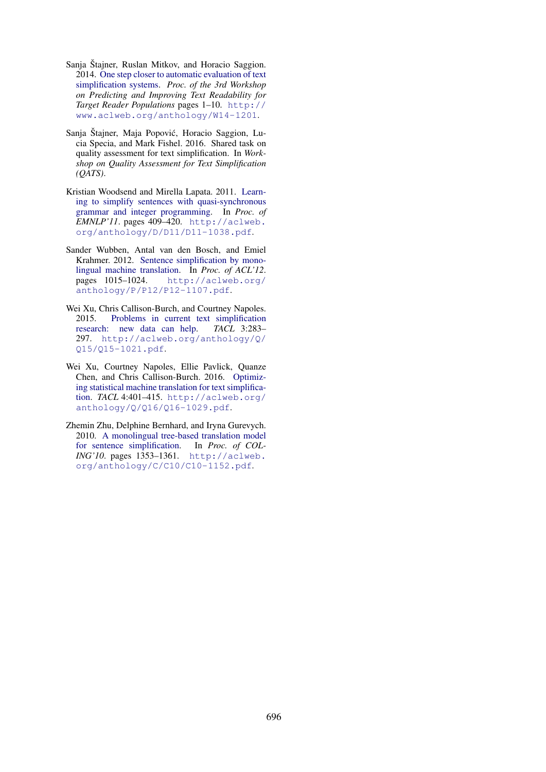Sanja Štajner, Ruslan Mitkov, and Horacio Saggion. 2014. One step closer to automatic evaluation of text simplification systems. *Proc. of the 3rd Workshop on Predicting and Improving Text Readability for Target Reader Populations* pages 1–10. http://www.aclweb.org/anthology/W14-1201.

Sanja Štajner, Maja Popović, Horacio Saggion, Lucia Specia, and Mark Fishel. 2016. Shared task on quality assessment for text simplification. In *Workshop on Quality Assessment for Text Simplification (QATS)*.

Kristian Woodsend and Mirella Lapata. 2011. Learning to simplify sentences with quasi-synchronous grammar and integer programming. In *Proc. of EMNLP'11*. pages 409–420. http://aclweb.org/anthology/D/D11/D11-1038.pdf.

Sander Wubben, Antal van den Bosch, and Emiel Krahmer. 2012. Sentence simplification by monolingual machine translation. In *Proc. of ACL'12*. pages 1015–1024. http://aclweb.org/anthology/P/P12/P12-1107.pdf.

Wei Xu, Chris Callison-Burch, and Courtney Napoles. 2015. Problems in current text simplification research: new data can help. *TACL* 3:283–297. http://aclweb.org/anthology/Q/Q15/Q15-1021.pdf.

Wei Xu, Courtney Napoles, Ellie Pavlick, Quanze Chen, and Chris Callison-Burch. 2016. Optimizing statistical machine translation for text simplification. *TACL* 4:401–415. http://aclweb.org/anthology/Q/Q16/Q16-1029.pdf.

Zhemin Zhu, Delphine Bernhard, and Iryna Gurevych. 2010. A monolingual tree-based translation model for sentence simplification. In *Proc. of COLING'10*. pages 1353–1361. http://aclweb.org/anthology/C/C10/C10-1152.pdf.